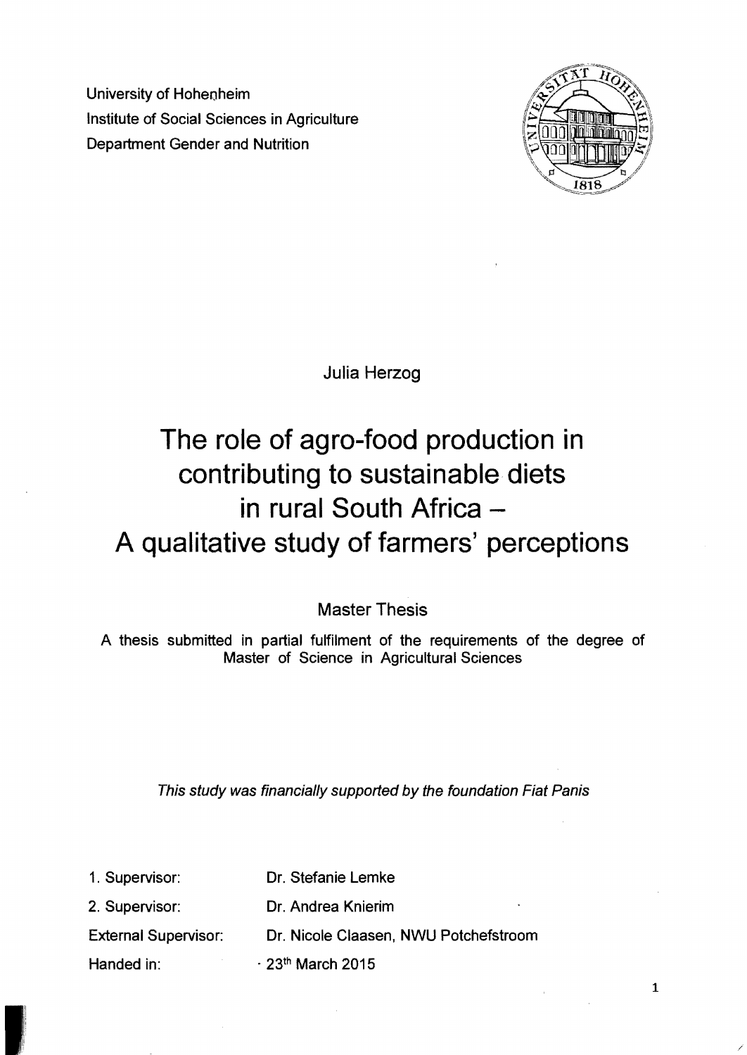University of Hohenheim
Institute of Social Sciences in Agriculture
Department Gender and Nutrition

Julia Herzog

# The role of agro-food production in contributing to sustainable diets in rural South Africa – A qualitative study of farmers' perceptions

Master Thesis

A thesis submitted in partial fulfilment of the requirements of the degree of Master of Science in Agricultural Sciences

*This study was financially supported by the foundation Fiat Panis*

1. Supervisor: Dr. Stefanie Lemke
2. Supervisor: Dr. Andrea Knierim

External Supervisor: Dr. Nicole Claasen, NWU Potchefstroom

Handed in: 23th March 2015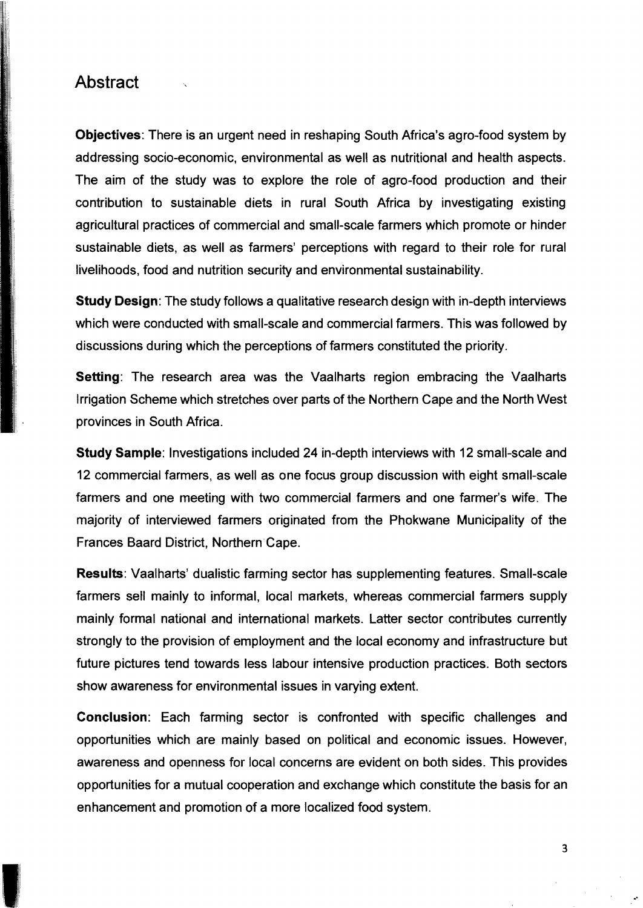# Abstract

**Objectives**: There is an urgent need in reshaping South Africa's agro-food system by addressing socio-economic, environmental as well as nutritional and health aspects. The aim of the study was to explore the role of agro-food production and their contribution to sustainable diets in rural South Africa by investigating existing agricultural practices of commercial and small-scale farmers which promote or hinder sustainable diets, as well as farmers' perceptions with regard to their role for rural livelihoods, food and nutrition security and environmental sustainability.

**Study Design**: The study follows a qualitative research design with in-depth interviews which were conducted with small-scale and commercial farmers. This was followed by discussions during which the perceptions of farmers constituted the priority.

**Setting**: The research area was the Vaalharts region embracing the Vaalharts Irrigation Scheme which stretches over parts of the Northern Cape and the North West provinces in South Africa.

**Study Sample**: Investigations included 24 in-depth interviews with 12 small-scale and 12 commercial farmers, as well as one focus group discussion with eight small-scale farmers and one meeting with two commercial farmers and one farmer's wife. The majority of interviewed farmers originated from the Phokwane Municipality of the Frances Baard District, Northern Cape.

**Results**: Vaalharts' dualistic farming sector has supplementing features. Small-scale farmers sell mainly to informal, local markets, whereas commercial farmers supply mainly formal national and international markets. Latter sector contributes currently strongly to the provision of employment and the local economy and infrastructure but future pictures tend towards less labour intensive production practices. Both sectors show awareness for environmental issues in varying extent.

**Conclusion**: Each farming sector is confronted with specific challenges and opportunities which are mainly based on political and economic issues. However, awareness and openness for local concerns are evident on both sides. This provides opportunities for a mutual cooperation and exchange which constitute the basis for an enhancement and promotion of a more localized food system.